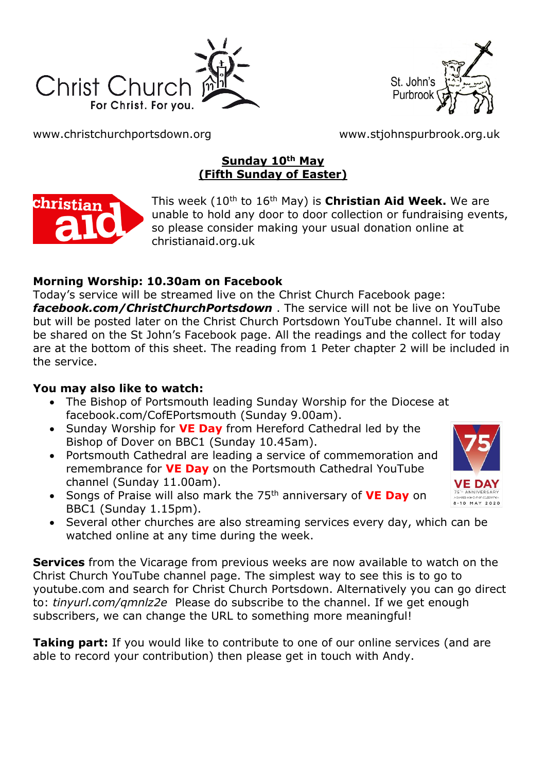Christ Church
For Christ. For you.

St. John's Purbrook

www.christchurchportsdown.org www.stjohnspurbrook.org.uk

**Sunday 10th May**
**(Fifth Sunday of Easter)**

This week (10th to 16th May) is **Christian Aid Week.** We are unable to hold any door to door collection or fundraising events, so please consider making your usual donation online at christianaid.org.uk

**Morning Worship: 10.30am on Facebook**
Today's service will be streamed live on the Christ Church Facebook page: ***facebook.com/ChristChurchPortsdown*** . The service will not be live on YouTube but will be posted later on the Christ Church Portsdown YouTube channel. It will also be shared on the St John's Facebook page. All the readings and the collect for today are at the bottom of this sheet. The reading from 1 Peter chapter 2 will be included in the service.

**You may also like to watch:**

- The Bishop of Portsmouth leading Sunday Worship for the Diocese at facebook.com/CofEPortsmouth (Sunday 9.00am).
- Sunday Worship for **VE Day** from Hereford Cathedral led by the Bishop of Dover on BBC1 (Sunday 10.45am).
- Portsmouth Cathedral are leading a service of commemoration and remembrance for **VE Day** on the Portsmouth Cathedral YouTube channel (Sunday 11.00am).
- Songs of Praise will also mark the 75th anniversary of **VE Day** on BBC1 (Sunday 1.15pm).
- Several other churches are also streaming services every day, which can be watched online at any time during the week.

**Services** from the Vicarage from previous weeks are now available to watch on the Christ Church YouTube channel page. The simplest way to see this is to go to youtube.com and search for Christ Church Portsdown. Alternatively you can go direct to: *tinyurl.com/qmnlz2e* Please do subscribe to the channel. If we get enough subscribers, we can change the URL to something more meaningful!

**Taking part:** If you would like to contribute to one of our online services (and are able to record your contribution) then please get in touch with Andy.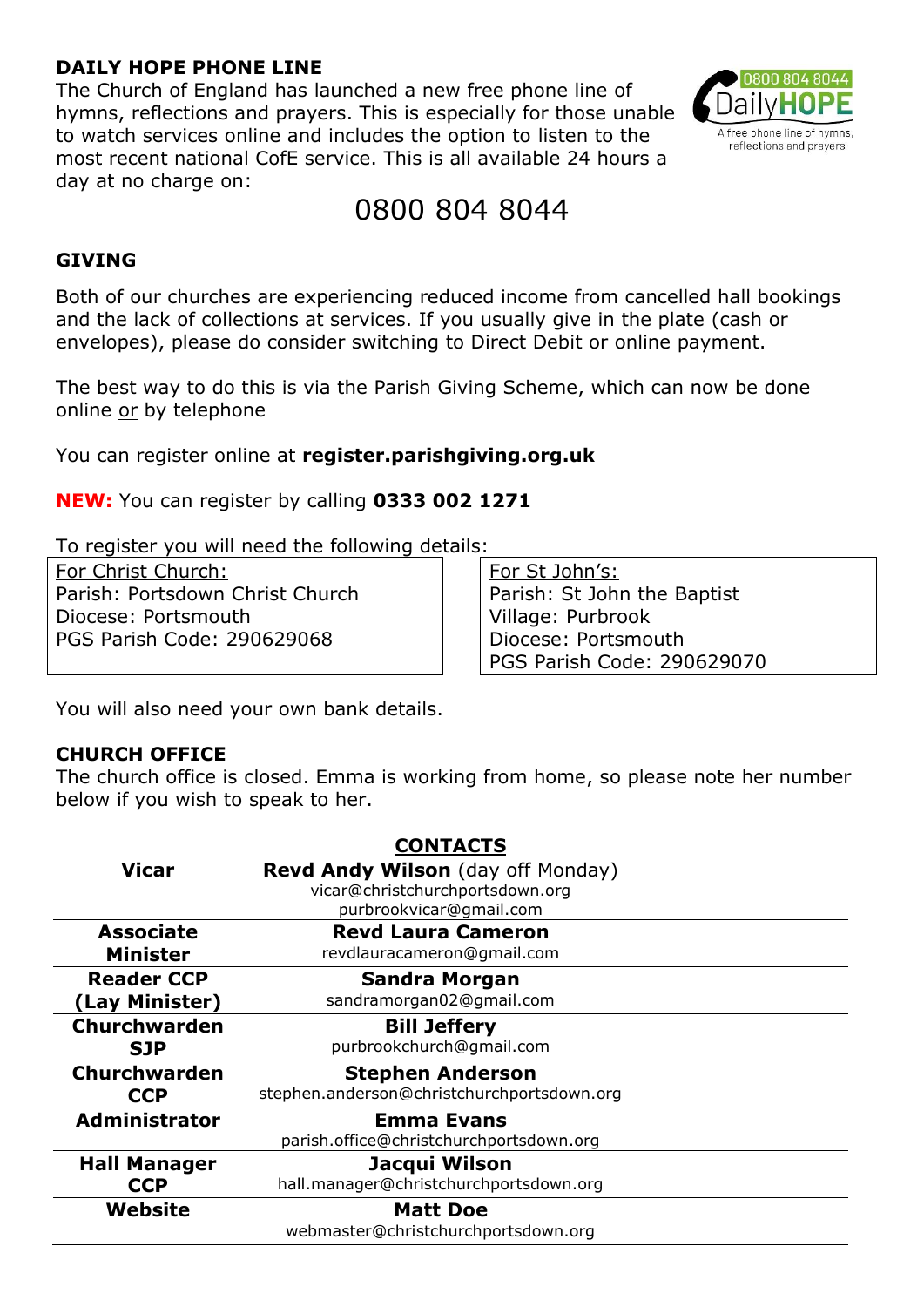## DAILY HOPE PHONE LINE

The Church of England has launched a new free phone line of hymns, reflections and prayers. This is especially for those unable to watch services online and includes the option to listen to the most recent national CofE service. This is all available 24 hours a day at no charge on:

0800 804 8044

0800 804 8044 DailyHOPE A free phone line of hymns, reflections and prayers

## GIVING

Both of our churches are experiencing reduced income from cancelled hall bookings and the lack of collections at services. If you usually give in the plate (cash or envelopes), please do consider switching to Direct Debit or online payment.

The best way to do this is via the Parish Giving Scheme, which can now be done online or by telephone

You can register online at **register.parishgiving.org.uk**

**NEW:** You can register by calling **0333 002 1271**

To register you will need the following details:

| For Christ Church: | For St John's: |
|---|---|
| Parish: Portsdown Christ Church | Parish: St John the Baptist |
| Diocese: Portsmouth | Village: Purbrook |
| PGS Parish Code: 290629068 | Diocese: Portsmouth |
| | PGS Parish Code: 290629070 |

You will also need your own bank details.

## CHURCH OFFICE

The church office is closed. Emma is working from home, so please note her number below if you wish to speak to her.

## CONTACTS

| | |
|---|---|
| **Vicar** | **Revd Andy Wilson** (day off Monday)<br>vicar@christchurchportsdown.org<br>purbrookvicar@gmail.com |
| **Associate Minister** | **Revd Laura Cameron**<br>revdlauracameron@gmail.com |
| **Reader CCP (Lay Minister)** | **Sandra Morgan**<br>sandramorgan02@gmail.com |
| **Churchwarden SJP** | **Bill Jeffery**<br>purbrookchurch@gmail.com |
| **Churchwarden CCP** | **Stephen Anderson**<br>stephen.anderson@christchurchportsdown.org |
| **Administrator** | **Emma Evans**<br>parish.office@christchurchportsdown.org |
| **Hall Manager CCP** | **Jacqui Wilson**<br>hall.manager@christchurchportsdown.org |
| **Website** | **Matt Doe**<br>webmaster@christchurchportsdown.org |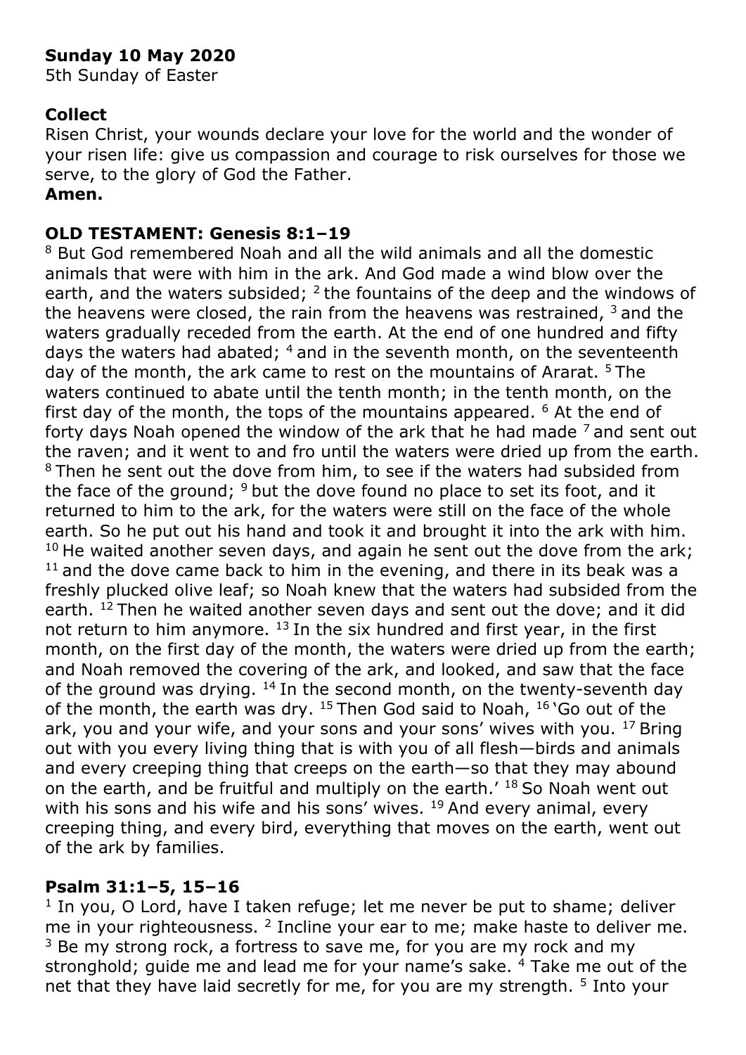**Sunday 10 May 2020**
5th Sunday of Easter

**Collect**
Risen Christ, your wounds declare your love for the world and the wonder of your risen life: give us compassion and courage to risk ourselves for those we serve, to the glory of God the Father.
**Amen.**

**OLD TESTAMENT: Genesis 8:1–19**
8 But God remembered Noah and all the wild animals and all the domestic animals that were with him in the ark. And God made a wind blow over the earth, and the waters subsided; 2 the fountains of the deep and the windows of the heavens were closed, the rain from the heavens was restrained, 3 and the waters gradually receded from the earth. At the end of one hundred and fifty days the waters had abated; 4 and in the seventh month, on the seventeenth day of the month, the ark came to rest on the mountains of Ararat. 5 The waters continued to abate until the tenth month; in the tenth month, on the first day of the month, the tops of the mountains appeared. 6 At the end of forty days Noah opened the window of the ark that he had made 7 and sent out the raven; and it went to and fro until the waters were dried up from the earth. 8 Then he sent out the dove from him, to see if the waters had subsided from the face of the ground; 9 but the dove found no place to set its foot, and it returned to him to the ark, for the waters were still on the face of the whole earth. So he put out his hand and took it and brought it into the ark with him. 10 He waited another seven days, and again he sent out the dove from the ark; 11 and the dove came back to him in the evening, and there in its beak was a freshly plucked olive leaf; so Noah knew that the waters had subsided from the earth. 12 Then he waited another seven days and sent out the dove; and it did not return to him anymore. 13 In the six hundred and first year, in the first month, on the first day of the month, the waters were dried up from the earth; and Noah removed the covering of the ark, and looked, and saw that the face of the ground was drying. 14 In the second month, on the twenty-seventh day of the month, the earth was dry. 15 Then God said to Noah, 16 'Go out of the ark, you and your wife, and your sons and your sons' wives with you. 17 Bring out with you every living thing that is with you of all flesh—birds and animals and every creeping thing that creeps on the earth—so that they may abound on the earth, and be fruitful and multiply on the earth.' 18 So Noah went out with his sons and his wife and his sons' wives. 19 And every animal, every creeping thing, and every bird, everything that moves on the earth, went out of the ark by families.

**Psalm 31:1–5, 15–16**
1 In you, O Lord, have I taken refuge; let me never be put to shame; deliver me in your righteousness. 2 Incline your ear to me; make haste to deliver me. 3 Be my strong rock, a fortress to save me, for you are my rock and my stronghold; guide me and lead me for your name's sake. 4 Take me out of the net that they have laid secretly for me, for you are my strength. 5 Into your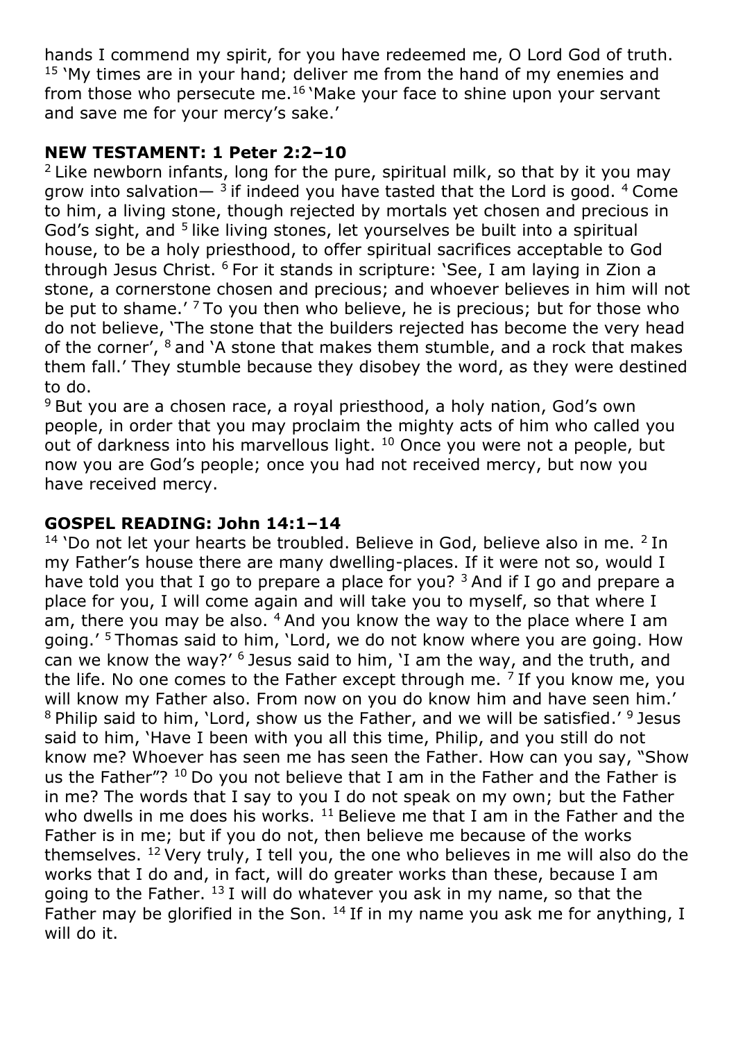hands I commend my spirit, for you have redeemed me, O Lord God of truth. [15] 'My times are in your hand; deliver me from the hand of my enemies and from those who persecute me.[16] 'Make your face to shine upon your servant and save me for your mercy's sake.'

**NEW TESTAMENT: 1 Peter 2:2–10**

[2] Like newborn infants, long for the pure, spiritual milk, so that by it you may grow into salvation— [3] if indeed you have tasted that the Lord is good. [4] Come to him, a living stone, though rejected by mortals yet chosen and precious in God's sight, and [5] like living stones, let yourselves be built into a spiritual house, to be a holy priesthood, to offer spiritual sacrifices acceptable to God through Jesus Christ. [6] For it stands in scripture: 'See, I am laying in Zion a stone, a cornerstone chosen and precious; and whoever believes in him will not be put to shame.' [7] To you then who believe, he is precious; but for those who do not believe, 'The stone that the builders rejected has become the very head of the corner', [8] and 'A stone that makes them stumble, and a rock that makes them fall.' They stumble because they disobey the word, as they were destined to do.

[9] But you are a chosen race, a royal priesthood, a holy nation, God's own people, in order that you may proclaim the mighty acts of him who called you out of darkness into his marvellous light. [10] Once you were not a people, but now you are God's people; once you had not received mercy, but now you have received mercy.

**GOSPEL READING: John 14:1–14**

[14] 'Do not let your hearts be troubled. Believe in God, believe also in me. [2] In my Father's house there are many dwelling-places. If it were not so, would I have told you that I go to prepare a place for you? [3] And if I go and prepare a place for you, I will come again and will take you to myself, so that where I am, there you may be also. [4] And you know the way to the place where I am going.' [5] Thomas said to him, 'Lord, we do not know where you are going. How can we know the way?' [6] Jesus said to him, 'I am the way, and the truth, and the life. No one comes to the Father except through me. [7] If you know me, you will know my Father also. From now on you do know him and have seen him.' [8] Philip said to him, 'Lord, show us the Father, and we will be satisfied.' [9] Jesus said to him, 'Have I been with you all this time, Philip, and you still do not know me? Whoever has seen me has seen the Father. How can you say, "Show us the Father"? [10] Do you not believe that I am in the Father and the Father is in me? The words that I say to you I do not speak on my own; but the Father who dwells in me does his works. [11] Believe me that I am in the Father and the Father is in me; but if you do not, then believe me because of the works themselves. [12] Very truly, I tell you, the one who believes in me will also do the works that I do and, in fact, will do greater works than these, because I am going to the Father. [13] I will do whatever you ask in my name, so that the Father may be glorified in the Son. [14] If in my name you ask me for anything, I will do it.